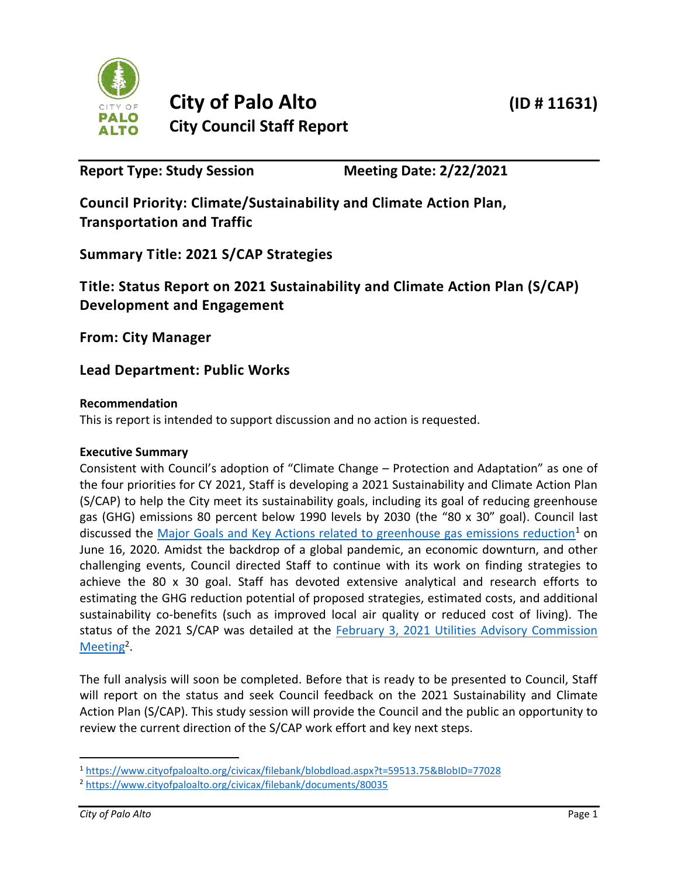# City of Palo Alto (ID # 11631)

## City Council Staff Report

**Report Type: Study Session** **Meeting Date: 2/22/2021**

**Council Priority: Climate/Sustainability and Climate Action Plan, Transportation and Traffic**

**Summary Title: 2021 S/CAP Strategies**

**Title: Status Report on 2021 Sustainability and Climate Action Plan (S/CAP) Development and Engagement**

**From: City Manager**

**Lead Department: Public Works**

**Recommendation**

This is report is intended to support discussion and no action is requested.

**Executive Summary**

Consistent with Council's adoption of "Climate Change – Protection and Adaptation" as one of the four priorities for CY 2021, Staff is developing a 2021 Sustainability and Climate Action Plan (S/CAP) to help the City meet its sustainability goals, including its goal of reducing greenhouse gas (GHG) emissions 80 percent below 1990 levels by 2030 (the "80 x 30" goal). Council last discussed the Major Goals and Key Actions related to greenhouse gas emissions reduction[1] on June 16, 2020. Amidst the backdrop of a global pandemic, an economic downturn, and other challenging events, Council directed Staff to continue with its work on finding strategies to achieve the 80 x 30 goal. Staff has devoted extensive analytical and research efforts to estimating the GHG reduction potential of proposed strategies, estimated costs, and additional sustainability co-benefits (such as improved local air quality or reduced cost of living). The status of the 2021 S/CAP was detailed at the February 3, 2021 Utilities Advisory Commission Meeting[2].

The full analysis will soon be completed. Before that is ready to be presented to Council, Staff will report on the status and seek Council feedback on the 2021 Sustainability and Climate Action Plan (S/CAP). This study session will provide the Council and the public an opportunity to review the current direction of the S/CAP work effort and key next steps.

[1] https://www.cityofpaloalto.org/civicax/filebank/blobdload.aspx?t=59513.75&BlobID=77028

[2] https://www.cityofpaloalto.org/civicax/filebank/documents/80035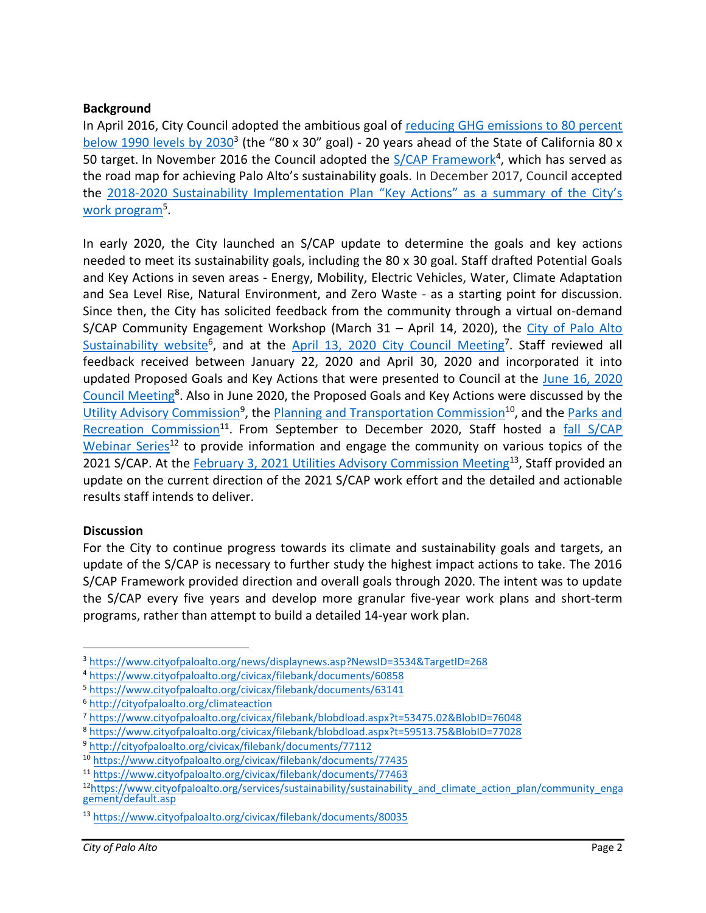**Background**

In April 2016, City Council adopted the ambitious goal of reducing GHG emissions to 80 percent below 1990 levels by 2030[3] (the "80 x 30" goal) - 20 years ahead of the State of California 80 x 50 target. In November 2016 the Council adopted the S/CAP Framework[4], which has served as the road map for achieving Palo Alto's sustainability goals. In December 2017, Council accepted the 2018-2020 Sustainability Implementation Plan "Key Actions" as a summary of the City's work program[5].

In early 2020, the City launched an S/CAP update to determine the goals and key actions needed to meet its sustainability goals, including the 80 x 30 goal. Staff drafted Potential Goals and Key Actions in seven areas - Energy, Mobility, Electric Vehicles, Water, Climate Adaptation and Sea Level Rise, Natural Environment, and Zero Waste - as a starting point for discussion. Since then, the City has solicited feedback from the community through a virtual on-demand S/CAP Community Engagement Workshop (March 31 – April 14, 2020), the City of Palo Alto Sustainability website[6], and at the April 13, 2020 City Council Meeting[7]. Staff reviewed all feedback received between January 22, 2020 and April 30, 2020 and incorporated it into updated Proposed Goals and Key Actions that were presented to Council at the June 16, 2020 Council Meeting[8]. Also in June 2020, the Proposed Goals and Key Actions were discussed by the Utility Advisory Commission[9], the Planning and Transportation Commission[10], and the Parks and Recreation Commission[11]. From September to December 2020, Staff hosted a fall S/CAP Webinar Series[12] to provide information and engage the community on various topics of the 2021 S/CAP. At the February 3, 2021 Utilities Advisory Commission Meeting[13], Staff provided an update on the current direction of the 2021 S/CAP work effort and the detailed and actionable results staff intends to deliver.

**Discussion**

For the City to continue progress towards its climate and sustainability goals and targets, an update of the S/CAP is necessary to further study the highest impact actions to take. The 2016 S/CAP Framework provided direction and overall goals through 2020. The intent was to update the S/CAP every five years and develop more granular five-year work plans and short-term programs, rather than attempt to build a detailed 14-year work plan.

---

[3] https://www.cityofpaloalto.org/news/displaynews.asp?NewsID=3534&TargetID=268
[4] https://www.cityofpaloalto.org/civicax/filebank/documents/60858
[5] https://www.cityofpaloalto.org/civicax/filebank/documents/63141
[6] http://cityofpaloalto.org/climateaction
[7] https://www.cityofpaloalto.org/civicax/filebank/blobdload.aspx?t=53475.02&BlobID=76048
[8] https://www.cityofpaloalto.org/civicax/filebank/blobdload.aspx?t=59513.75&BlobID=77028
[9] http://cityofpaloalto.org/civicax/filebank/documents/77112
[10] https://www.cityofpaloalto.org/civicax/filebank/documents/77435
[11] https://www.cityofpaloalto.org/civicax/filebank/documents/77463
[12] https://www.cityofpaloalto.org/services/sustainability/sustainability_and_climate_action_plan/community_engagement/default.asp
[13] https://www.cityofpaloalto.org/civicax/filebank/documents/80035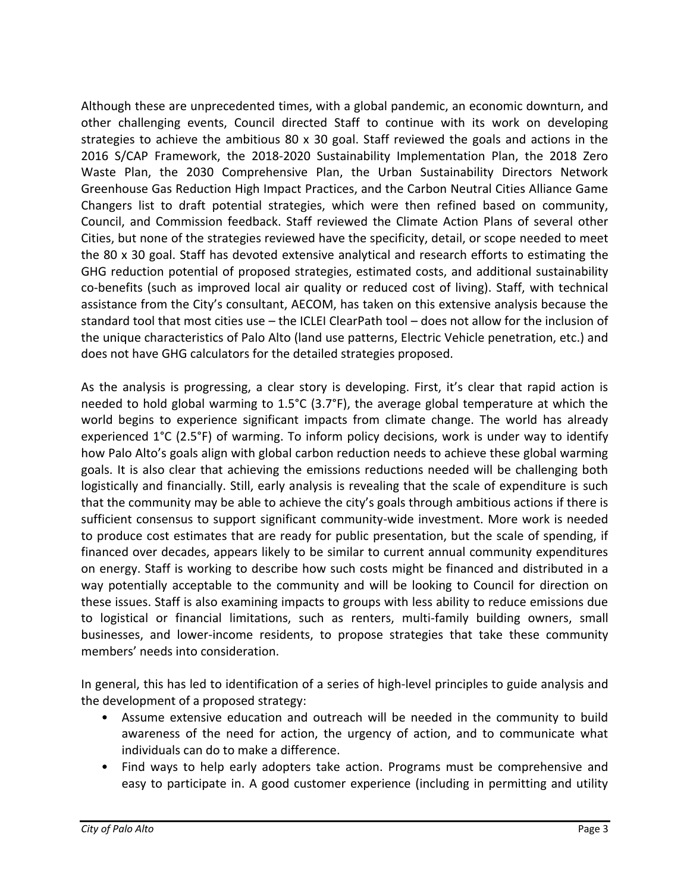Although these are unprecedented times, with a global pandemic, an economic downturn, and other challenging events, Council directed Staff to continue with its work on developing strategies to achieve the ambitious 80 x 30 goal. Staff reviewed the goals and actions in the 2016 S/CAP Framework, the 2018-2020 Sustainability Implementation Plan, the 2018 Zero Waste Plan, the 2030 Comprehensive Plan, the Urban Sustainability Directors Network Greenhouse Gas Reduction High Impact Practices, and the Carbon Neutral Cities Alliance Game Changers list to draft potential strategies, which were then refined based on community, Council, and Commission feedback. Staff reviewed the Climate Action Plans of several other Cities, but none of the strategies reviewed have the specificity, detail, or scope needed to meet the 80 x 30 goal. Staff has devoted extensive analytical and research efforts to estimating the GHG reduction potential of proposed strategies, estimated costs, and additional sustainability co-benefits (such as improved local air quality or reduced cost of living). Staff, with technical assistance from the City's consultant, AECOM, has taken on this extensive analysis because the standard tool that most cities use – the ICLEI ClearPath tool – does not allow for the inclusion of the unique characteristics of Palo Alto (land use patterns, Electric Vehicle penetration, etc.) and does not have GHG calculators for the detailed strategies proposed.

As the analysis is progressing, a clear story is developing. First, it's clear that rapid action is needed to hold global warming to 1.5°C (3.7°F), the average global temperature at which the world begins to experience significant impacts from climate change. The world has already experienced 1°C (2.5°F) of warming. To inform policy decisions, work is under way to identify how Palo Alto's goals align with global carbon reduction needs to achieve these global warming goals. It is also clear that achieving the emissions reductions needed will be challenging both logistically and financially. Still, early analysis is revealing that the scale of expenditure is such that the community may be able to achieve the city's goals through ambitious actions if there is sufficient consensus to support significant community-wide investment. More work is needed to produce cost estimates that are ready for public presentation, but the scale of spending, if financed over decades, appears likely to be similar to current annual community expenditures on energy. Staff is working to describe how such costs might be financed and distributed in a way potentially acceptable to the community and will be looking to Council for direction on these issues. Staff is also examining impacts to groups with less ability to reduce emissions due to logistical or financial limitations, such as renters, multi-family building owners, small businesses, and lower-income residents, to propose strategies that take these community members' needs into consideration.

In general, this has led to identification of a series of high-level principles to guide analysis and the development of a proposed strategy:

- Assume extensive education and outreach will be needed in the community to build awareness of the need for action, the urgency of action, and to communicate what individuals can do to make a difference.
- Find ways to help early adopters take action. Programs must be comprehensive and easy to participate in. A good customer experience (including in permitting and utility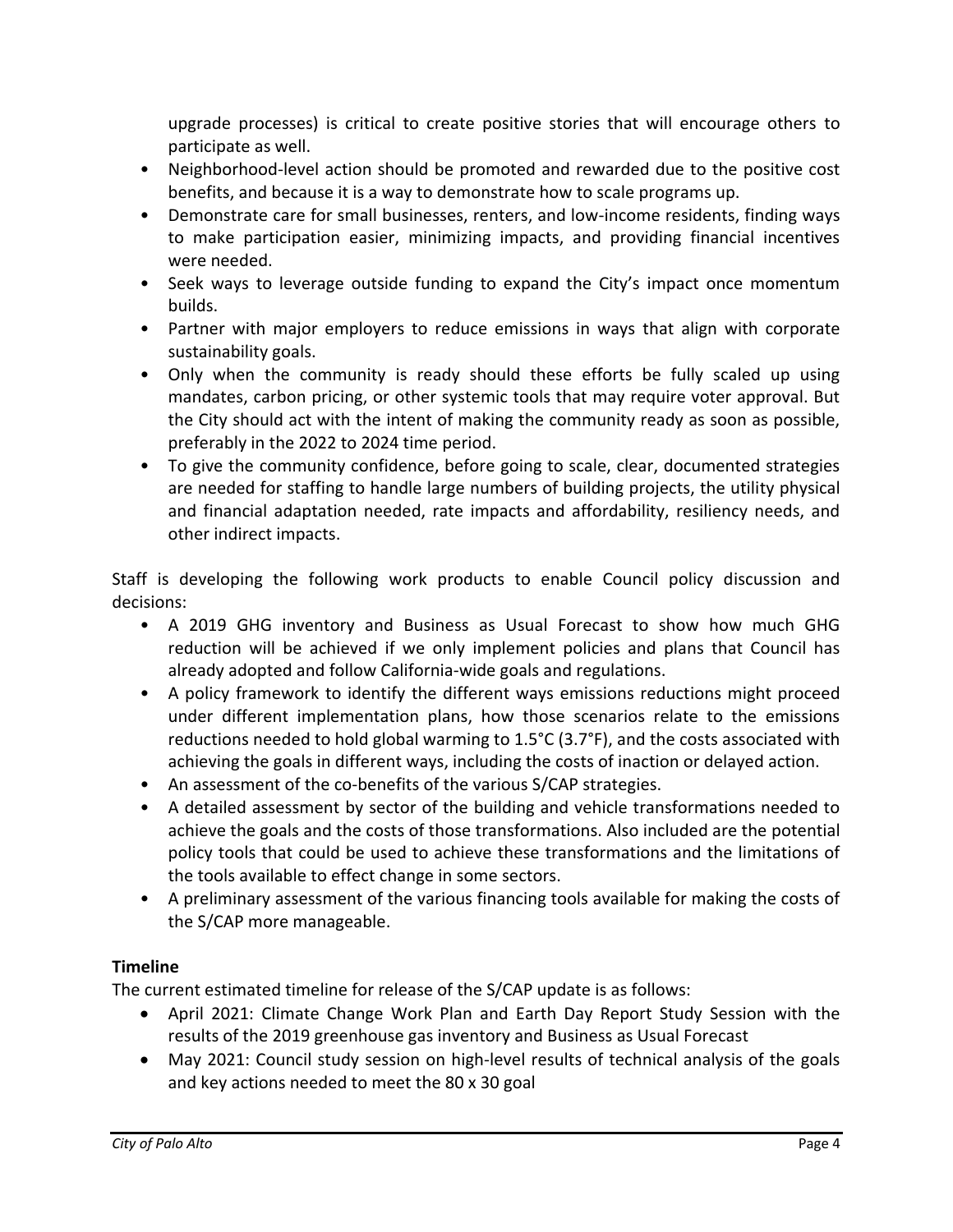upgrade processes) is critical to create positive stories that will encourage others to participate as well.

- Neighborhood-level action should be promoted and rewarded due to the positive cost benefits, and because it is a way to demonstrate how to scale programs up.
- Demonstrate care for small businesses, renters, and low-income residents, finding ways to make participation easier, minimizing impacts, and providing financial incentives were needed.
- Seek ways to leverage outside funding to expand the City's impact once momentum builds.
- Partner with major employers to reduce emissions in ways that align with corporate sustainability goals.
- Only when the community is ready should these efforts be fully scaled up using mandates, carbon pricing, or other systemic tools that may require voter approval. But the City should act with the intent of making the community ready as soon as possible, preferably in the 2022 to 2024 time period.
- To give the community confidence, before going to scale, clear, documented strategies are needed for staffing to handle large numbers of building projects, the utility physical and financial adaptation needed, rate impacts and affordability, resiliency needs, and other indirect impacts.

Staff is developing the following work products to enable Council policy discussion and decisions:

- A 2019 GHG inventory and Business as Usual Forecast to show how much GHG reduction will be achieved if we only implement policies and plans that Council has already adopted and follow California-wide goals and regulations.
- A policy framework to identify the different ways emissions reductions might proceed under different implementation plans, how those scenarios relate to the emissions reductions needed to hold global warming to 1.5°C (3.7°F), and the costs associated with achieving the goals in different ways, including the costs of inaction or delayed action.
- An assessment of the co-benefits of the various S/CAP strategies.
- A detailed assessment by sector of the building and vehicle transformations needed to achieve the goals and the costs of those transformations. Also included are the potential policy tools that could be used to achieve these transformations and the limitations of the tools available to effect change in some sectors.
- A preliminary assessment of the various financing tools available for making the costs of the S/CAP more manageable.

**Timeline**

The current estimated timeline for release of the S/CAP update is as follows:

- April 2021: Climate Change Work Plan and Earth Day Report Study Session with the results of the 2019 greenhouse gas inventory and Business as Usual Forecast
- May 2021: Council study session on high-level results of technical analysis of the goals and key actions needed to meet the 80 x 30 goal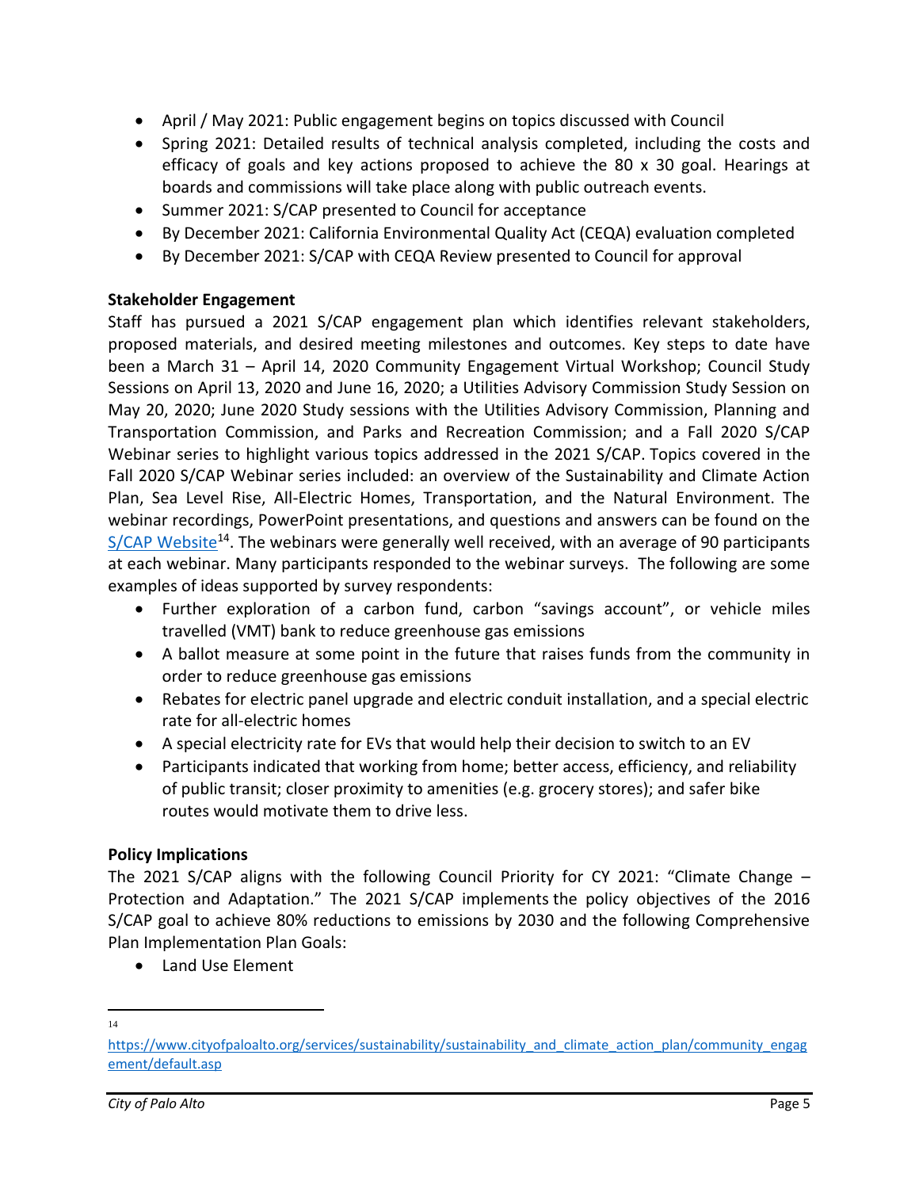- April / May 2021: Public engagement begins on topics discussed with Council
- Spring 2021: Detailed results of technical analysis completed, including the costs and efficacy of goals and key actions proposed to achieve the 80 x 30 goal. Hearings at boards and commissions will take place along with public outreach events.
- Summer 2021: S/CAP presented to Council for acceptance
- By December 2021: California Environmental Quality Act (CEQA) evaluation completed
- By December 2021: S/CAP with CEQA Review presented to Council for approval

**Stakeholder Engagement**

Staff has pursued a 2021 S/CAP engagement plan which identifies relevant stakeholders, proposed materials, and desired meeting milestones and outcomes. Key steps to date have been a March 31 – April 14, 2020 Community Engagement Virtual Workshop; Council Study Sessions on April 13, 2020 and June 16, 2020; a Utilities Advisory Commission Study Session on May 20, 2020; June 2020 Study sessions with the Utilities Advisory Commission, Planning and Transportation Commission, and Parks and Recreation Commission; and a Fall 2020 S/CAP Webinar series to highlight various topics addressed in the 2021 S/CAP. Topics covered in the Fall 2020 S/CAP Webinar series included: an overview of the Sustainability and Climate Action Plan, Sea Level Rise, All-Electric Homes, Transportation, and the Natural Environment. The webinar recordings, PowerPoint presentations, and questions and answers can be found on the S/CAP Website[14]. The webinars were generally well received, with an average of 90 participants at each webinar. Many participants responded to the webinar surveys. The following are some examples of ideas supported by survey respondents:

- Further exploration of a carbon fund, carbon "savings account", or vehicle miles travelled (VMT) bank to reduce greenhouse gas emissions
- A ballot measure at some point in the future that raises funds from the community in order to reduce greenhouse gas emissions
- Rebates for electric panel upgrade and electric conduit installation, and a special electric rate for all-electric homes
- A special electricity rate for EVs that would help their decision to switch to an EV
- Participants indicated that working from home; better access, efficiency, and reliability of public transit; closer proximity to amenities (e.g. grocery stores); and safer bike routes would motivate them to drive less.

**Policy Implications**

The 2021 S/CAP aligns with the following Council Priority for CY 2021: "Climate Change – Protection and Adaptation." The 2021 S/CAP implements the policy objectives of the 2016 S/CAP goal to achieve 80% reductions to emissions by 2030 and the following Comprehensive Plan Implementation Plan Goals:

- Land Use Element

---

[14] https://www.cityofpaloalto.org/services/sustainability/sustainability_and_climate_action_plan/community_engagement/default.asp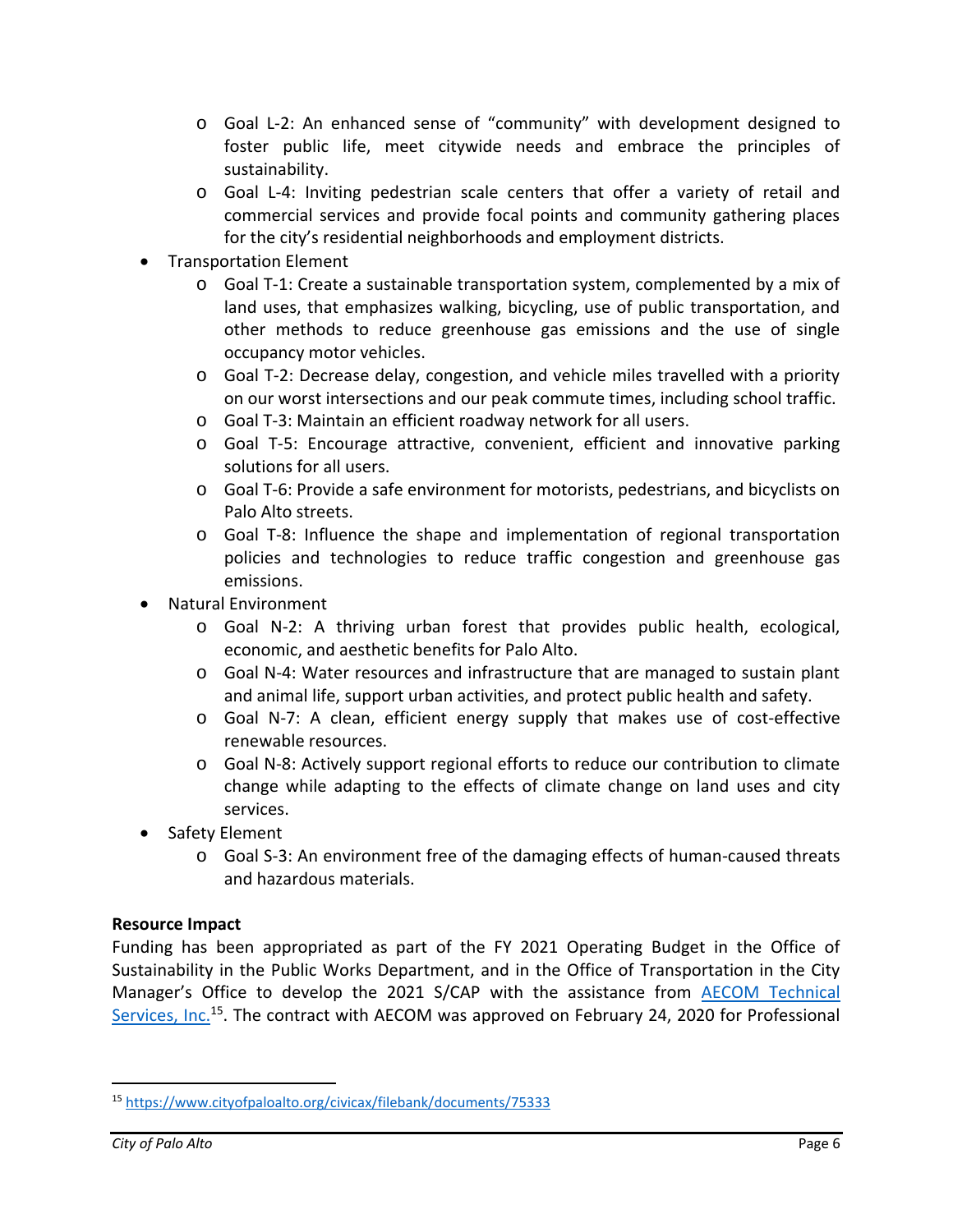- Goal L-2: An enhanced sense of "community" with development designed to foster public life, meet citywide needs and embrace the principles of sustainability.
  - Goal L-4: Inviting pedestrian scale centers that offer a variety of retail and commercial services and provide focal points and community gathering places for the city's residential neighborhoods and employment districts.
- Transportation Element
  - Goal T-1: Create a sustainable transportation system, complemented by a mix of land uses, that emphasizes walking, bicycling, use of public transportation, and other methods to reduce greenhouse gas emissions and the use of single occupancy motor vehicles.
  - Goal T-2: Decrease delay, congestion, and vehicle miles travelled with a priority on our worst intersections and our peak commute times, including school traffic.
  - Goal T-3: Maintain an efficient roadway network for all users.
  - Goal T-5: Encourage attractive, convenient, efficient and innovative parking solutions for all users.
  - Goal T-6: Provide a safe environment for motorists, pedestrians, and bicyclists on Palo Alto streets.
  - Goal T-8: Influence the shape and implementation of regional transportation policies and technologies to reduce traffic congestion and greenhouse gas emissions.
- Natural Environment
  - Goal N-2: A thriving urban forest that provides public health, ecological, economic, and aesthetic benefits for Palo Alto.
  - Goal N-4: Water resources and infrastructure that are managed to sustain plant and animal life, support urban activities, and protect public health and safety.
  - Goal N-7: A clean, efficient energy supply that makes use of cost-effective renewable resources.
  - Goal N-8: Actively support regional efforts to reduce our contribution to climate change while adapting to the effects of climate change on land uses and city services.
- Safety Element
  - Goal S-3: An environment free of the damaging effects of human-caused threats and hazardous materials.

**Resource Impact**

Funding has been appropriated as part of the FY 2021 Operating Budget in the Office of Sustainability in the Public Works Department, and in the Office of Transportation in the City Manager's Office to develop the 2021 S/CAP with the assistance from [AECOM Technical Services, Inc.](https://www.cityofpaloalto.org/civicax/filebank/documents/75333)[15]. The contract with AECOM was approved on February 24, 2020 for Professional

[15] https://www.cityofpaloalto.org/civicax/filebank/documents/75333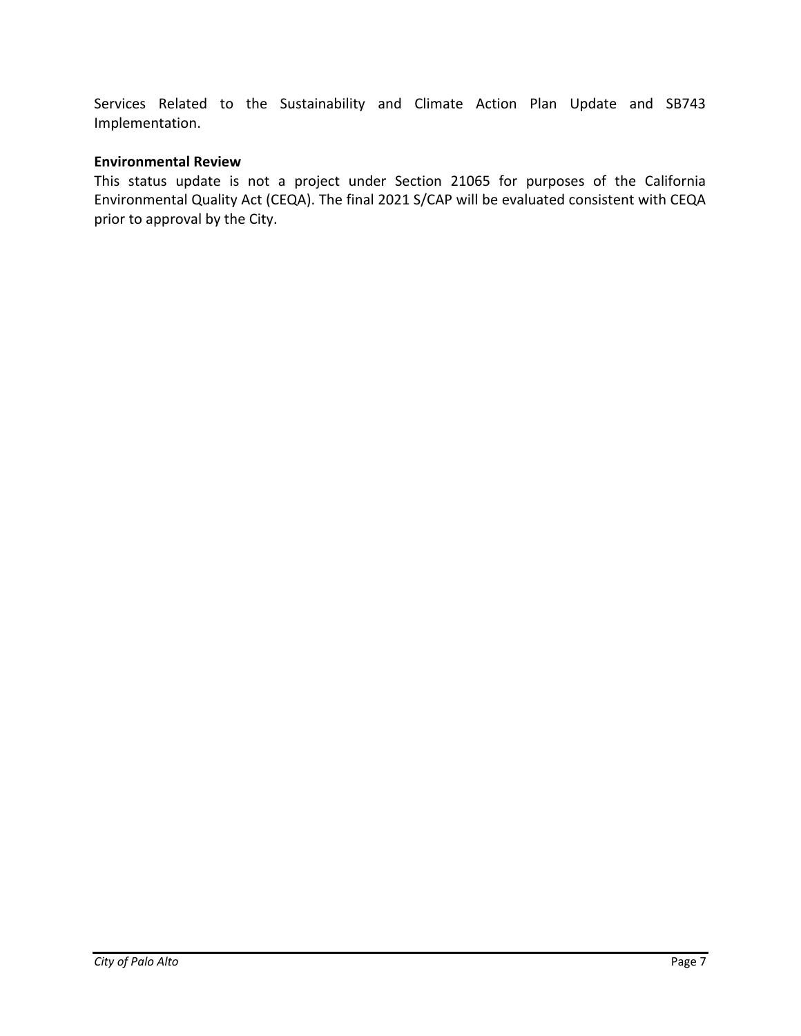Services Related to the Sustainability and Climate Action Plan Update and SB743 Implementation.

**Environmental Review**

This status update is not a project under Section 21065 for purposes of the California Environmental Quality Act (CEQA). The final 2021 S/CAP will be evaluated consistent with CEQA prior to approval by the City.